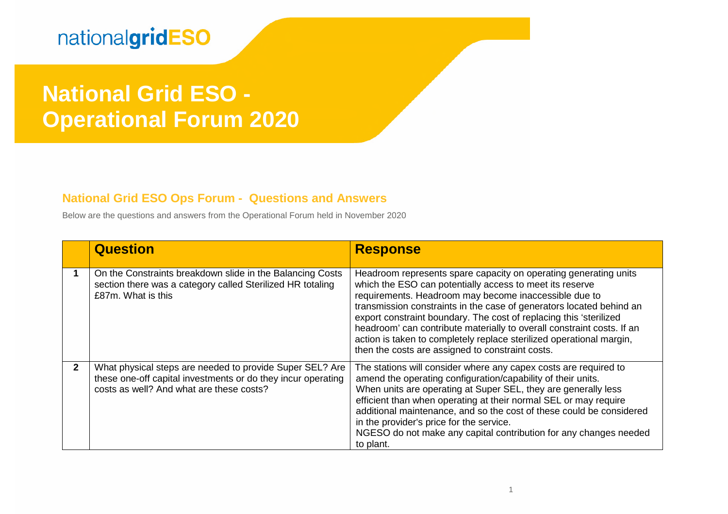nationalgridESO

# National Grid ESO - Operational Forum 2020

## National Grid ESO Ops Forum - Questions and Answers

Below are the questions and answers from the Operational Forum held in November 2020

| | Question | Response |
|---|---|---|
| **1** | On the Constraints breakdown slide in the Balancing Costs section there was a category called Sterilized HR totaling £87m. What is this | Headroom represents spare capacity on operating generating units which the ESO can potentially access to meet its reserve requirements. Headroom may become inaccessible due to transmission constraints in the case of generators located behind an export constraint boundary. The cost of replacing this 'sterilized headroom' can contribute materially to overall constraint costs. If an action is taken to completely replace sterilized operational margin, then the costs are assigned to constraint costs. |
| **2** | What physical steps are needed to provide Super SEL? Are these one-off capital investments or do they incur operating costs as well? And what are these costs? | The stations will consider where any capex costs are required to amend the operating configuration/capability of their units.<br>When units are operating at Super SEL, they are generally less efficient than when operating at their normal SEL or may require additional maintenance, and so the cost of these could be considered in the provider's price for the service.<br>NGESO do not make any capital contribution for any changes needed to plant. |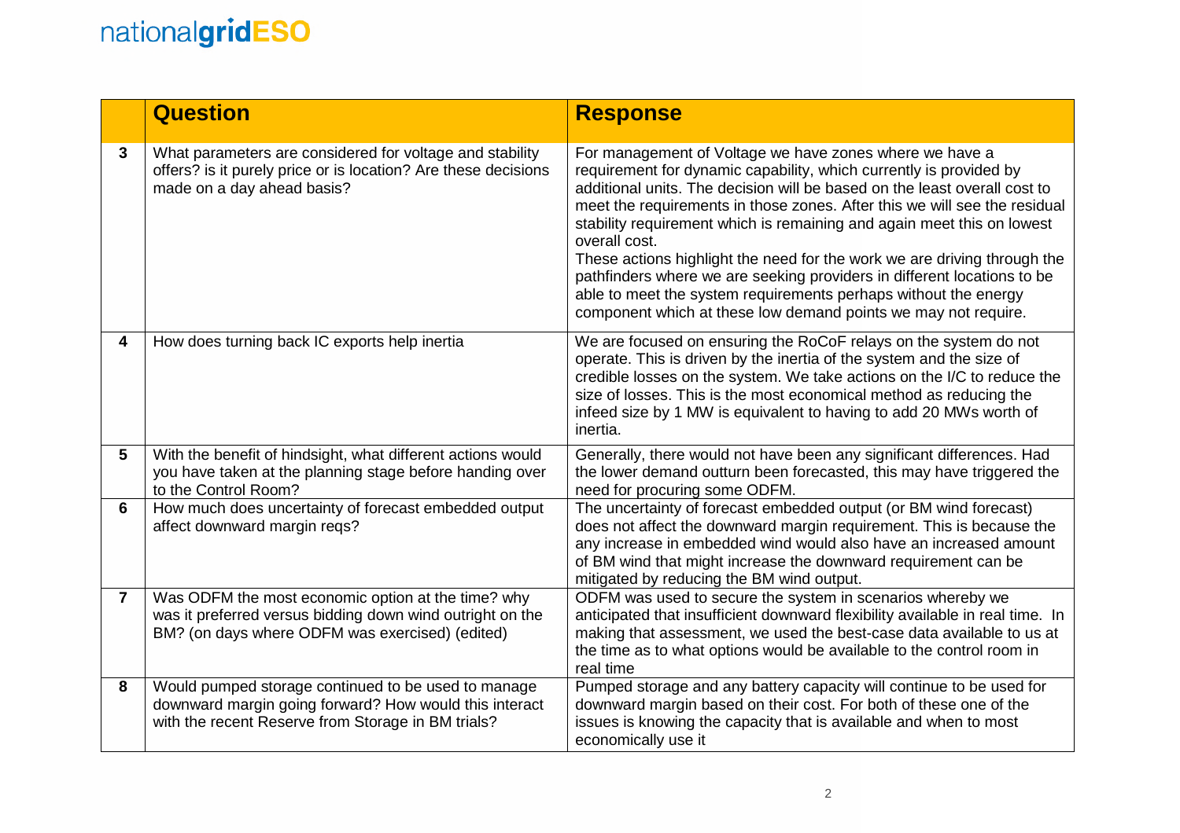|  | Question | Response |
|---|---|---|
| 3 | What parameters are considered for voltage and stability offers? is it purely price or is location? Are these decisions made on a day ahead basis? | For management of Voltage we have zones where we have a requirement for dynamic capability, which currently is provided by additional units. The decision will be based on the least overall cost to meet the requirements in those zones. After this we will see the residual stability requirement which is remaining and again meet this on lowest overall cost.<br>These actions highlight the need for the work we are driving through the pathfinders where we are seeking providers in different locations to be able to meet the system requirements perhaps without the energy component which at these low demand points we may not require. |
| 4 | How does turning back IC exports help inertia | We are focused on ensuring the RoCoF relays on the system do not operate. This is driven by the inertia of the system and the size of credible losses on the system. We take actions on the I/C to reduce the size of losses. This is the most economical method as reducing the infeed size by 1 MW is equivalent to having to add 20 MWs worth of inertia. |
| 5 | With the benefit of hindsight, what different actions would you have taken at the planning stage before handing over to the Control Room? | Generally, there would not have been any significant differences. Had the lower demand outturn been forecasted, this may have triggered the need for procuring some ODFM. |
| 6 | How much does uncertainty of forecast embedded output affect downward margin reqs? | The uncertainty of forecast embedded output (or BM wind forecast) does not affect the downward margin requirement. This is because the any increase in embedded wind would also have an increased amount of BM wind that might increase the downward requirement can be mitigated by reducing the BM wind output. |
| 7 | Was ODFM the most economic option at the time? why was it preferred versus bidding down wind outright on the BM? (on days where ODFM was exercised) (edited) | ODFM was used to secure the system in scenarios whereby we anticipated that insufficient downward flexibility available in real time. In making that assessment, we used the best-case data available to us at the time as to what options would be available to the control room in real time |
| 8 | Would pumped storage continued to be used to manage downward margin going forward? How would this interact with the recent Reserve from Storage in BM trials? | Pumped storage and any battery capacity will continue to be used for downward margin based on their cost. For both of these one of the issues is knowing the capacity that is available and when to most economically use it |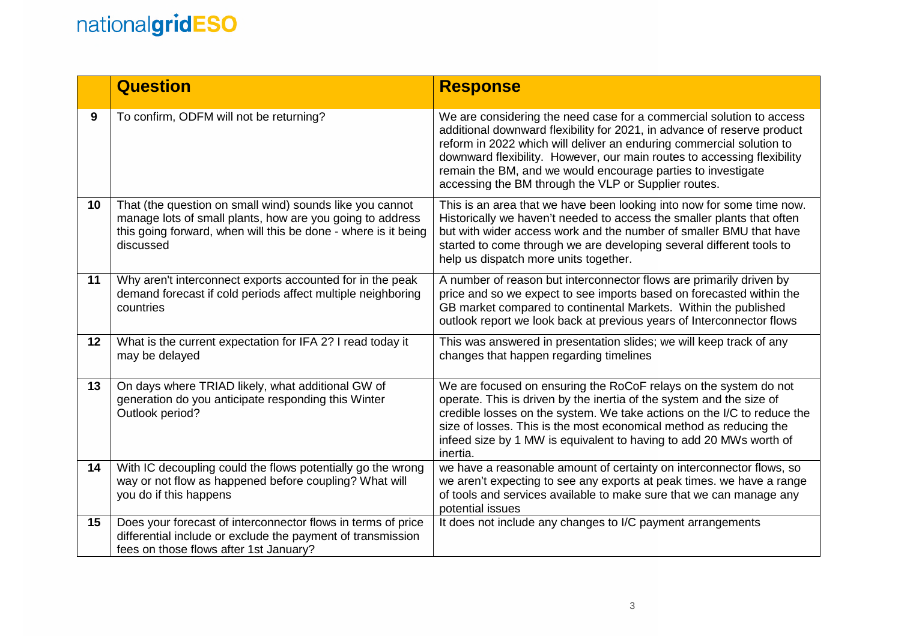|  | Question | Response |
|---|---|---|
| 9 | To confirm, ODFM will not be returning? | We are considering the need case for a commercial solution to access additional downward flexibility for 2021, in advance of reserve product reform in 2022 which will deliver an enduring commercial solution to downward flexibility. However, our main routes to accessing flexibility remain the BM, and we would encourage parties to investigate accessing the BM through the VLP or Supplier routes. |
| 10 | That (the question on small wind) sounds like you cannot manage lots of small plants, how are you going to address this going forward, when will this be done - where is it being discussed | This is an area that we have been looking into now for some time now. Historically we haven't needed to access the smaller plants that often but with wider access work and the number of smaller BMU that have started to come through we are developing several different tools to help us dispatch more units together. |
| 11 | Why aren't interconnect exports accounted for in the peak demand forecast if cold periods affect multiple neighboring countries | A number of reason but interconnector flows are primarily driven by price and so we expect to see imports based on forecasted within the GB market compared to continental Markets. Within the published outlook report we look back at previous years of Interconnector flows |
| 12 | What is the current expectation for IFA 2? I read today it may be delayed | This was answered in presentation slides; we will keep track of any changes that happen regarding timelines |
| 13 | On days where TRIAD likely, what additional GW of generation do you anticipate responding this Winter Outlook period? | We are focused on ensuring the RoCoF relays on the system do not operate. This is driven by the inertia of the system and the size of credible losses on the system. We take actions on the I/C to reduce the size of losses. This is the most economical method as reducing the infeed size by 1 MW is equivalent to having to add 20 MWs worth of inertia. |
| 14 | With IC decoupling could the flows potentially go the wrong way or not flow as happened before coupling? What will you do if this happens | we have a reasonable amount of certainty on interconnector flows, so we aren't expecting to see any exports at peak times. we have a range of tools and services available to make sure that we can manage any potential issues |
| 15 | Does your forecast of interconnector flows in terms of price differential include or exclude the payment of transmission fees on those flows after 1st January? | It does not include any changes to I/C payment arrangements |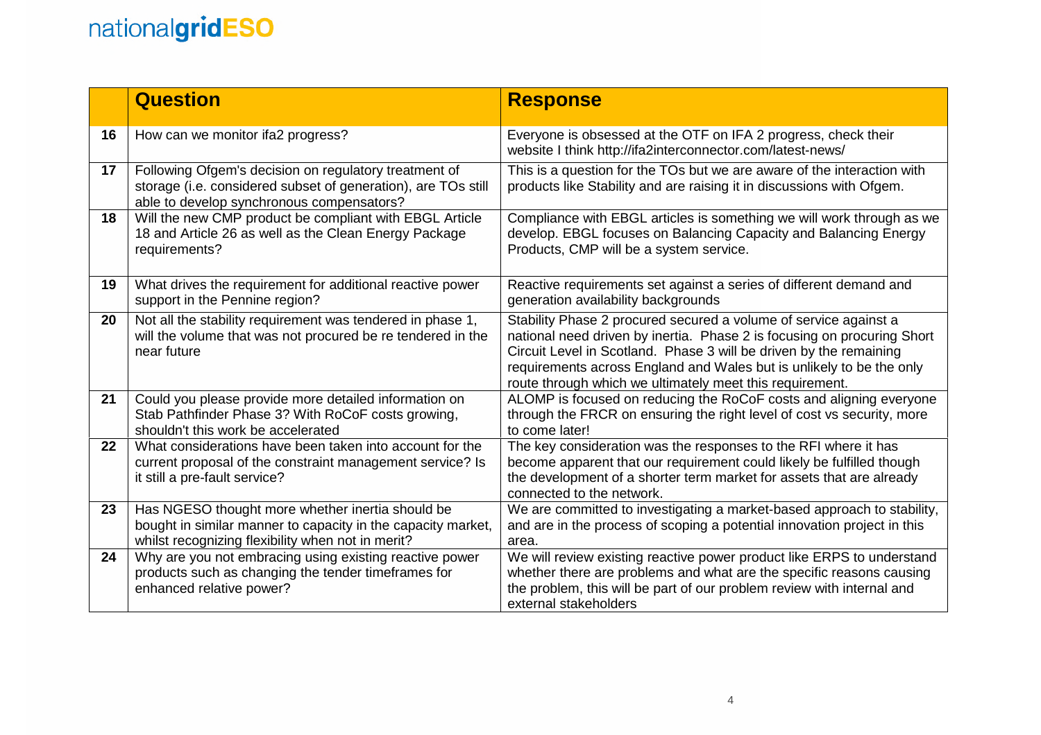| | Question | Response |
|---|---|---|
| 16 | How can we monitor ifa2 progress? | Everyone is obsessed at the OTF on IFA 2 progress, check their website I think http://ifa2interconnector.com/latest-news/ |
| 17 | Following Ofgem's decision on regulatory treatment of storage (i.e. considered subset of generation), are TOs still able to develop synchronous compensators? | This is a question for the TOs but we are aware of the interaction with products like Stability and are raising it in discussions with Ofgem. |
| 18 | Will the new CMP product be compliant with EBGL Article 18 and Article 26 as well as the Clean Energy Package requirements? | Compliance with EBGL articles is something we will work through as we develop. EBGL focuses on Balancing Capacity and Balancing Energy Products, CMP will be a system service. |
| 19 | What drives the requirement for additional reactive power support in the Pennine region? | Reactive requirements set against a series of different demand and generation availability backgrounds |
| 20 | Not all the stability requirement was tendered in phase 1, will the volume that was not procured be re tendered in the near future | Stability Phase 2 procured secured a volume of service against a national need driven by inertia. Phase 2 is focusing on procuring Short Circuit Level in Scotland. Phase 3 will be driven by the remaining requirements across England and Wales but is unlikely to be the only route through which we ultimately meet this requirement. |
| 21 | Could you please provide more detailed information on Stab Pathfinder Phase 3? With RoCoF costs growing, shouldn't this work be accelerated | ALOMP is focused on reducing the RoCoF costs and aligning everyone through the FRCR on ensuring the right level of cost vs security, more to come later! |
| 22 | What considerations have been taken into account for the current proposal of the constraint management service? Is it still a pre-fault service? | The key consideration was the responses to the RFI where it has become apparent that our requirement could likely be fulfilled though the development of a shorter term market for assets that are already connected to the network. |
| 23 | Has NGESO thought more whether inertia should be bought in similar manner to capacity in the capacity market, whilst recognizing flexibility when not in merit? | We are committed to investigating a market-based approach to stability, and are in the process of scoping a potential innovation project in this area. |
| 24 | Why are you not embracing using existing reactive power products such as changing the tender timeframes for enhanced relative power? | We will review existing reactive power product like ERPS to understand whether there are problems and what are the specific reasons causing the problem, this will be part of our problem review with internal and external stakeholders |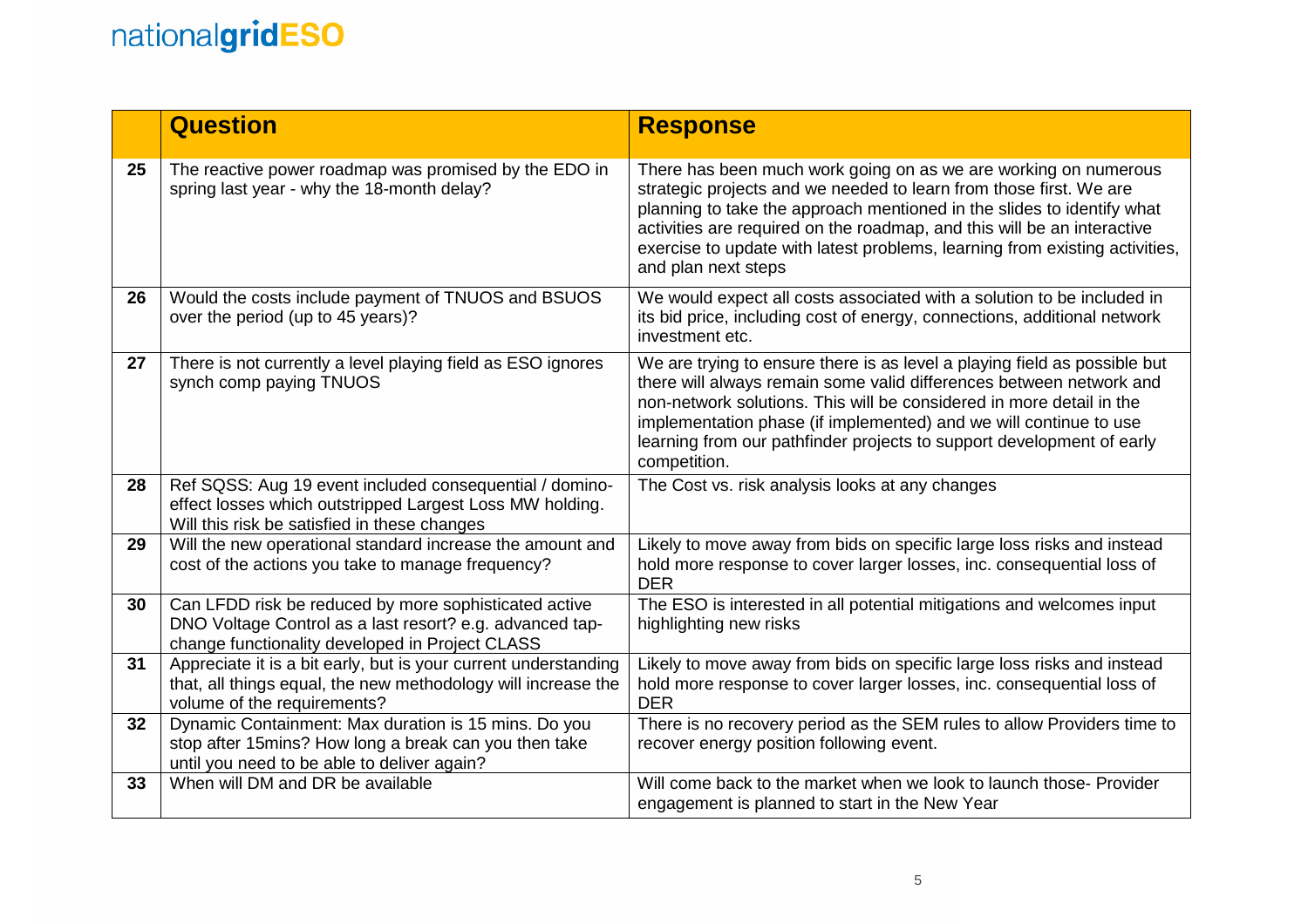| | Question | Response |
|---|---|---|
| 25 | The reactive power roadmap was promised by the EDO in spring last year - why the 18-month delay? | There has been much work going on as we are working on numerous strategic projects and we needed to learn from those first. We are planning to take the approach mentioned in the slides to identify what activities are required on the roadmap, and this will be an interactive exercise to update with latest problems, learning from existing activities, and plan next steps |
| 26 | Would the costs include payment of TNUOS and BSUOS over the period (up to 45 years)? | We would expect all costs associated with a solution to be included in its bid price, including cost of energy, connections, additional network investment etc. |
| 27 | There is not currently a level playing field as ESO ignores synch comp paying TNUOS | We are trying to ensure there is as level a playing field as possible but there will always remain some valid differences between network and non-network solutions. This will be considered in more detail in the implementation phase (if implemented) and we will continue to use learning from our pathfinder projects to support development of early competition. |
| 28 | Ref SQSS: Aug 19 event included consequential / domino-effect losses which outstripped Largest Loss MW holding. Will this risk be satisfied in these changes | The Cost vs. risk analysis looks at any changes |
| 29 | Will the new operational standard increase the amount and cost of the actions you take to manage frequency? | Likely to move away from bids on specific large loss risks and instead hold more response to cover larger losses, inc. consequential loss of DER |
| 30 | Can LFDD risk be reduced by more sophisticated active DNO Voltage Control as a last resort? e.g. advanced tap-change functionality developed in Project CLASS | The ESO is interested in all potential mitigations and welcomes input highlighting new risks |
| 31 | Appreciate it is a bit early, but is your current understanding that, all things equal, the new methodology will increase the volume of the requirements? | Likely to move away from bids on specific large loss risks and instead hold more response to cover larger losses, inc. consequential loss of DER |
| 32 | Dynamic Containment: Max duration is 15 mins. Do you stop after 15mins? How long a break can you then take until you need to be able to deliver again? | There is no recovery period as the SEM rules to allow Providers time to recover energy position following event. |
| 33 | When will DM and DR be available | Will come back to the market when we look to launch those- Provider engagement is planned to start in the New Year |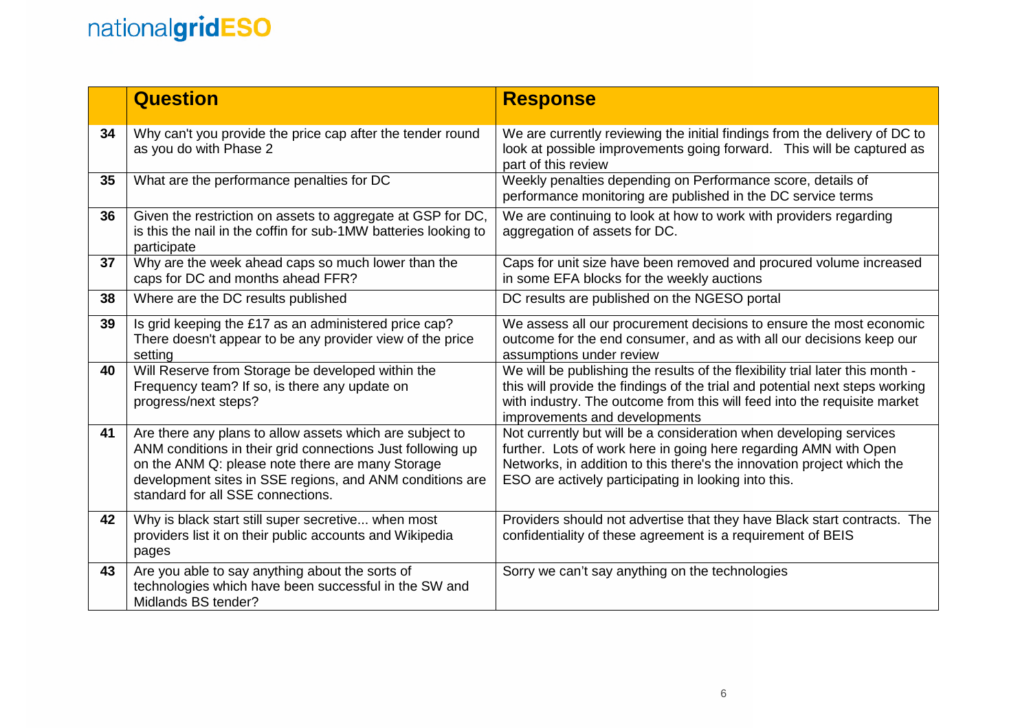| | Question | Response |
|---|---|---|
| 34 | Why can't you provide the price cap after the tender round as you do with Phase 2 | We are currently reviewing the initial findings from the delivery of DC to look at possible improvements going forward. This will be captured as part of this review |
| 35 | What are the performance penalties for DC | Weekly penalties depending on Performance score, details of performance monitoring are published in the DC service terms |
| 36 | Given the restriction on assets to aggregate at GSP for DC, is this the nail in the coffin for sub-1MW batteries looking to participate | We are continuing to look at how to work with providers regarding aggregation of assets for DC. |
| 37 | Why are the week ahead caps so much lower than the caps for DC and months ahead FFR? | Caps for unit size have been removed and procured volume increased in some EFA blocks for the weekly auctions |
| 38 | Where are the DC results published | DC results are published on the NGESO portal |
| 39 | Is grid keeping the £17 as an administered price cap? There doesn't appear to be any provider view of the price setting | We assess all our procurement decisions to ensure the most economic outcome for the end consumer, and as with all our decisions keep our assumptions under review |
| 40 | Will Reserve from Storage be developed within the Frequency team? If so, is there any update on progress/next steps? | We will be publishing the results of the flexibility trial later this month - this will provide the findings of the trial and potential next steps working with industry. The outcome from this will feed into the requisite market improvements and developments |
| 41 | Are there any plans to allow assets which are subject to ANM conditions in their grid connections Just following up on the ANM Q: please note there are many Storage development sites in SSE regions, and ANM conditions are standard for all SSE connections. | Not currently but will be a consideration when developing services further. Lots of work here in going here regarding AMN with Open Networks, in addition to this there's the innovation project which the ESO are actively participating in looking into this. |
| 42 | Why is black start still super secretive... when most providers list it on their public accounts and Wikipedia pages | Providers should not advertise that they have Black start contracts. The confidentiality of these agreement is a requirement of BEIS |
| 43 | Are you able to say anything about the sorts of technologies which have been successful in the SW and Midlands BS tender? | Sorry we can't say anything on the technologies |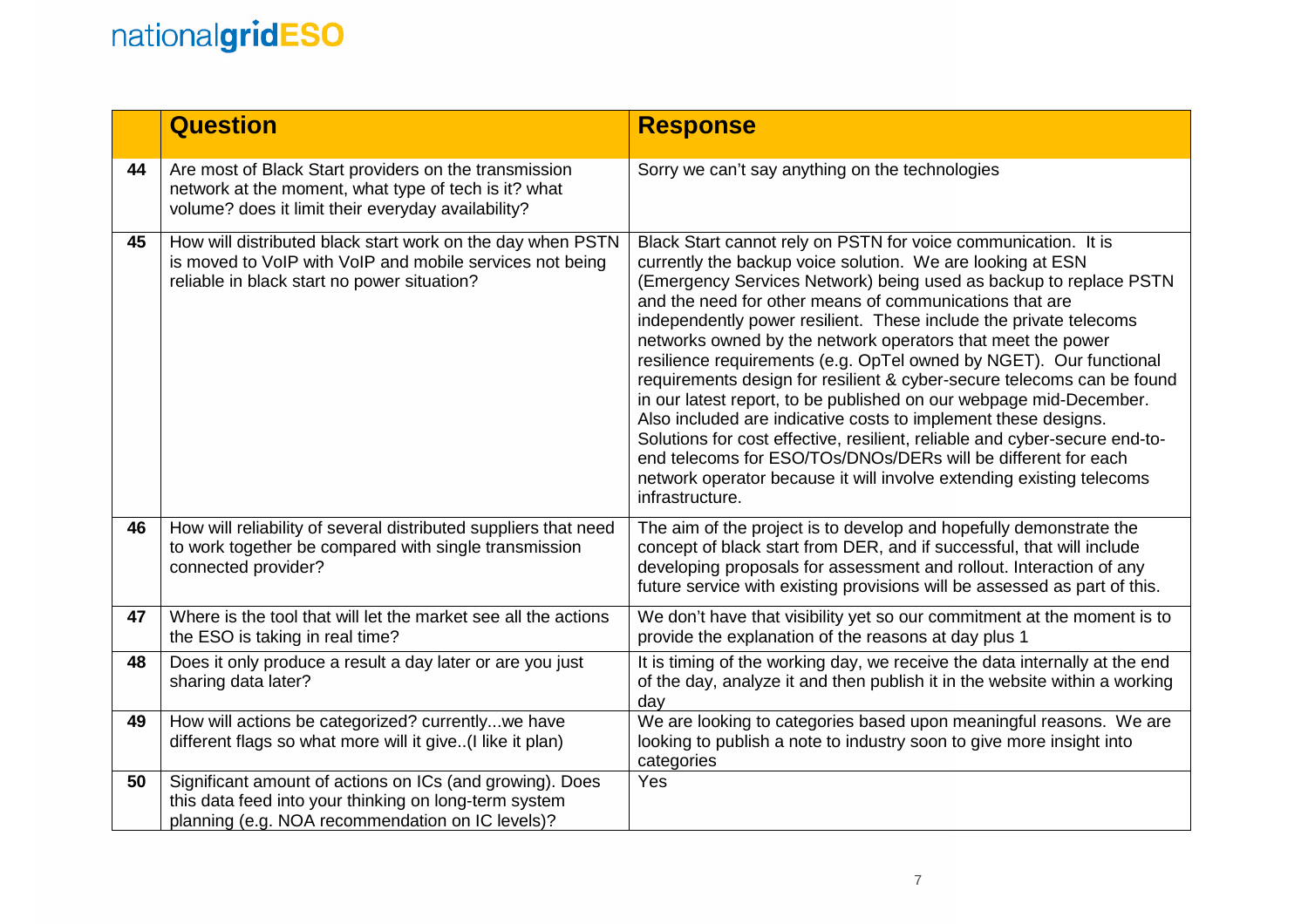| | Question | Response |
|---|---|---|
| 44 | Are most of Black Start providers on the transmission network at the moment, what type of tech is it? what volume? does it limit their everyday availability? | Sorry we can't say anything on the technologies |
| 45 | How will distributed black start work on the day when PSTN is moved to VoIP with VoIP and mobile services not being reliable in black start no power situation? | Black Start cannot rely on PSTN for voice communication. It is currently the backup voice solution. We are looking at ESN (Emergency Services Network) being used as backup to replace PSTN and the need for other means of communications that are independently power resilient. These include the private telecoms networks owned by the network operators that meet the power resilience requirements (e.g. OpTel owned by NGET). Our functional requirements design for resilient & cyber-secure telecoms can be found in our latest report, to be published on our webpage mid-December. Also included are indicative costs to implement these designs. Solutions for cost effective, resilient, reliable and cyber-secure end-to-end telecoms for ESO/TOs/DNOs/DERs will be different for each network operator because it will involve extending existing telecoms infrastructure. |
| 46 | How will reliability of several distributed suppliers that need to work together be compared with single transmission connected provider? | The aim of the project is to develop and hopefully demonstrate the concept of black start from DER, and if successful, that will include developing proposals for assessment and rollout. Interaction of any future service with existing provisions will be assessed as part of this. |
| 47 | Where is the tool that will let the market see all the actions the ESO is taking in real time? | We don't have that visibility yet so our commitment at the moment is to provide the explanation of the reasons at day plus 1 |
| 48 | Does it only produce a result a day later or are you just sharing data later? | It is timing of the working day, we receive the data internally at the end of the day, analyze it and then publish it in the website within a working day |
| 49 | How will actions be categorized? currently...we have different flags so what more will it give..(I like it plan) | We are looking to categories based upon meaningful reasons. We are looking to publish a note to industry soon to give more insight into categories |
| 50 | Significant amount of actions on ICs (and growing). Does this data feed into your thinking on long-term system planning (e.g. NOA recommendation on IC levels)? | Yes |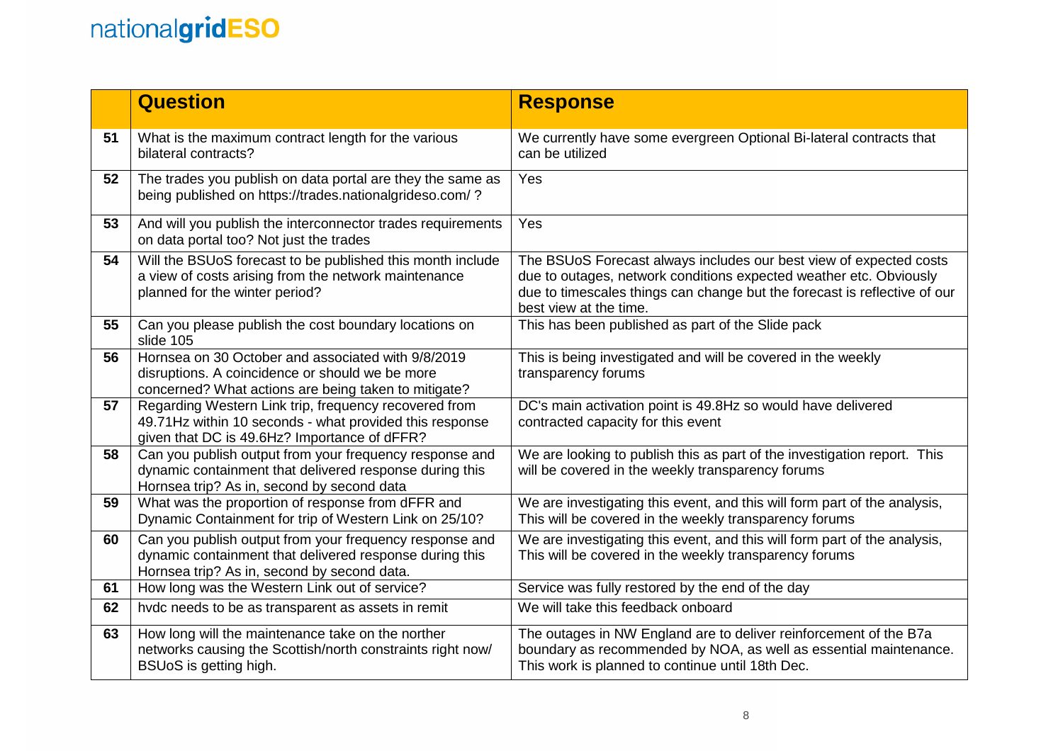| | Question | Response |
|---|---|---|
| 51 | What is the maximum contract length for the various bilateral contracts? | We currently have some evergreen Optional Bi-lateral contracts that can be utilized |
| 52 | The trades you publish on data portal are they the same as being published on https://trades.nationalgrideso.com/ ? | Yes |
| 53 | And will you publish the interconnector trades requirements on data portal too? Not just the trades | Yes |
| 54 | Will the BSUoS forecast to be published this month include a view of costs arising from the network maintenance planned for the winter period? | The BSUoS Forecast always includes our best view of expected costs due to outages, network conditions expected weather etc. Obviously due to timescales things can change but the forecast is reflective of our best view at the time. |
| 55 | Can you please publish the cost boundary locations on slide 105 | This has been published as part of the Slide pack |
| 56 | Hornsea on 30 October and associated with 9/8/2019 disruptions. A coincidence or should we be more concerned? What actions are being taken to mitigate? | This is being investigated and will be covered in the weekly transparency forums |
| 57 | Regarding Western Link trip, frequency recovered from 49.71Hz within 10 seconds - what provided this response given that DC is 49.6Hz? Importance of dFFR? | DC's main activation point is 49.8Hz so would have delivered contracted capacity for this event |
| 58 | Can you publish output from your frequency response and dynamic containment that delivered response during this Hornsea trip? As in, second by second data | We are looking to publish this as part of the investigation report. This will be covered in the weekly transparency forums |
| 59 | What was the proportion of response from dFFR and Dynamic Containment for trip of Western Link on 25/10? | We are investigating this event, and this will form part of the analysis, This will be covered in the weekly transparency forums |
| 60 | Can you publish output from your frequency response and dynamic containment that delivered response during this Hornsea trip? As in, second by second data. | We are investigating this event, and this will form part of the analysis, This will be covered in the weekly transparency forums |
| 61 | How long was the Western Link out of service? | Service was fully restored by the end of the day |
| 62 | hvdc needs to be as transparent as assets in remit | We will take this feedback onboard |
| 63 | How long will the maintenance take on the norther networks causing the Scottish/north constraints right now/ BSUoS is getting high. | The outages in NW England are to deliver reinforcement of the B7a boundary as recommended by NOA, as well as essential maintenance. This work is planned to continue until 18th Dec. |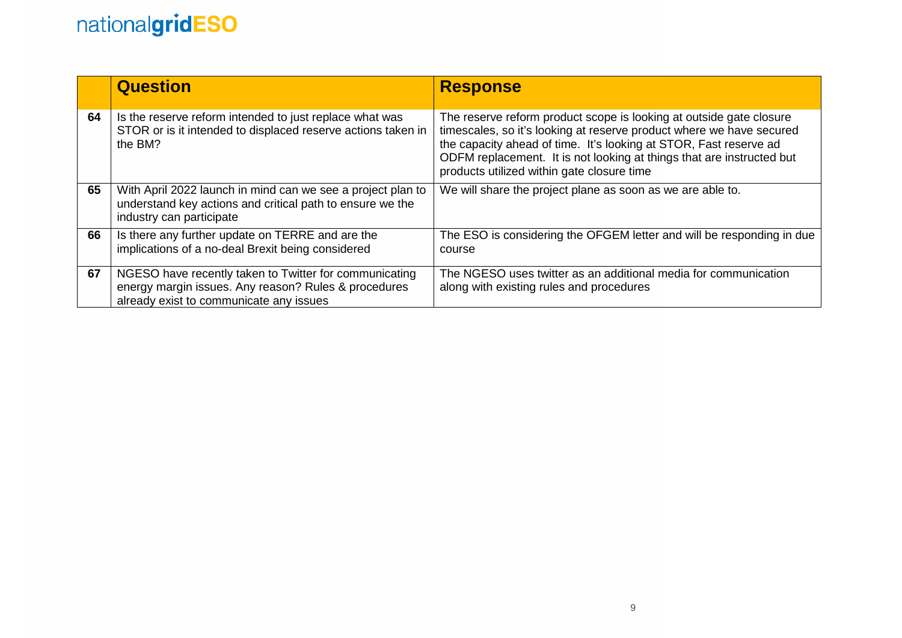| | Question | Response |
|---|---|---|
| **64** | Is the reserve reform intended to just replace what was STOR or is it intended to displaced reserve actions taken in the BM? | The reserve reform product scope is looking at outside gate closure timescales, so it's looking at reserve product where we have secured the capacity ahead of time. It's looking at STOR, Fast reserve ad ODFM replacement. It is not looking at things that are instructed but products utilized within gate closure time |
| **65** | With April 2022 launch in mind can we see a project plan to understand key actions and critical path to ensure we the industry can participate | We will share the project plane as soon as we are able to. |
| **66** | Is there any further update on TERRE and are the implications of a no-deal Brexit being considered | The ESO is considering the OFGEM letter and will be responding in due course |
| **67** | NGESO have recently taken to Twitter for communicating energy margin issues. Any reason? Rules & procedures already exist to communicate any issues | The NGESO uses twitter as an additional media for communication along with existing rules and procedures |